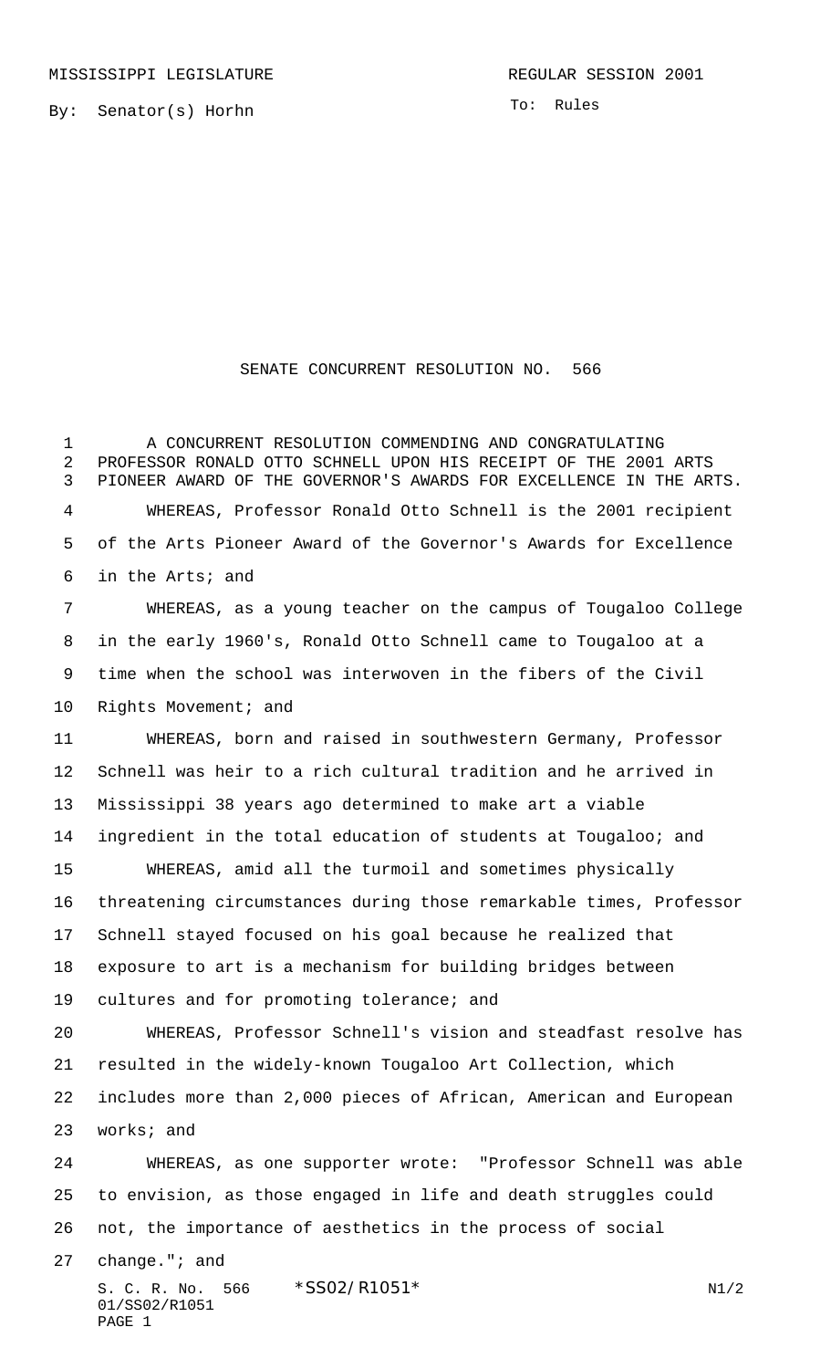MISSISSIPPI LEGISLATURE REGULAR SESSION 2001

By: Senator(s) Horhn

To: Rules

# SENATE CONCURRENT RESOLUTION NO. 566

A CONCURRENT RESOLUTION COMMENDING AND CONGRATULATING PROFESSOR RONALD OTTO SCHNELL UPON HIS RECEIPT OF THE 2001 ARTS PIONEER AWARD OF THE GOVERNOR'S AWARDS FOR EXCELLENCE IN THE ARTS.

WHEREAS, Professor Ronald Otto Schnell is the 2001 recipient of the Arts Pioneer Award of the Governor's Awards for Excellence in the Arts; and

WHEREAS, as a young teacher on the campus of Tougaloo College in the early 1960's, Ronald Otto Schnell came to Tougaloo at a time when the school was interwoven in the fibers of the Civil Rights Movement; and

WHEREAS, born and raised in southwestern Germany, Professor Schnell was heir to a rich cultural tradition and he arrived in Mississippi 38 years ago determined to make art a viable ingredient in the total education of students at Tougaloo; and

WHEREAS, amid all the turmoil and sometimes physically threatening circumstances during those remarkable times, Professor Schnell stayed focused on his goal because he realized that exposure to art is a mechanism for building bridges between cultures and for promoting tolerance; and

WHEREAS, Professor Schnell's vision and steadfast resolve has resulted in the widely-known Tougaloo Art Collection, which includes more than 2,000 pieces of African, American and European works; and

WHEREAS, as one supporter wrote: "Professor Schnell was able to envision, as those engaged in life and death struggles could not, the importance of aesthetics in the process of social change."; and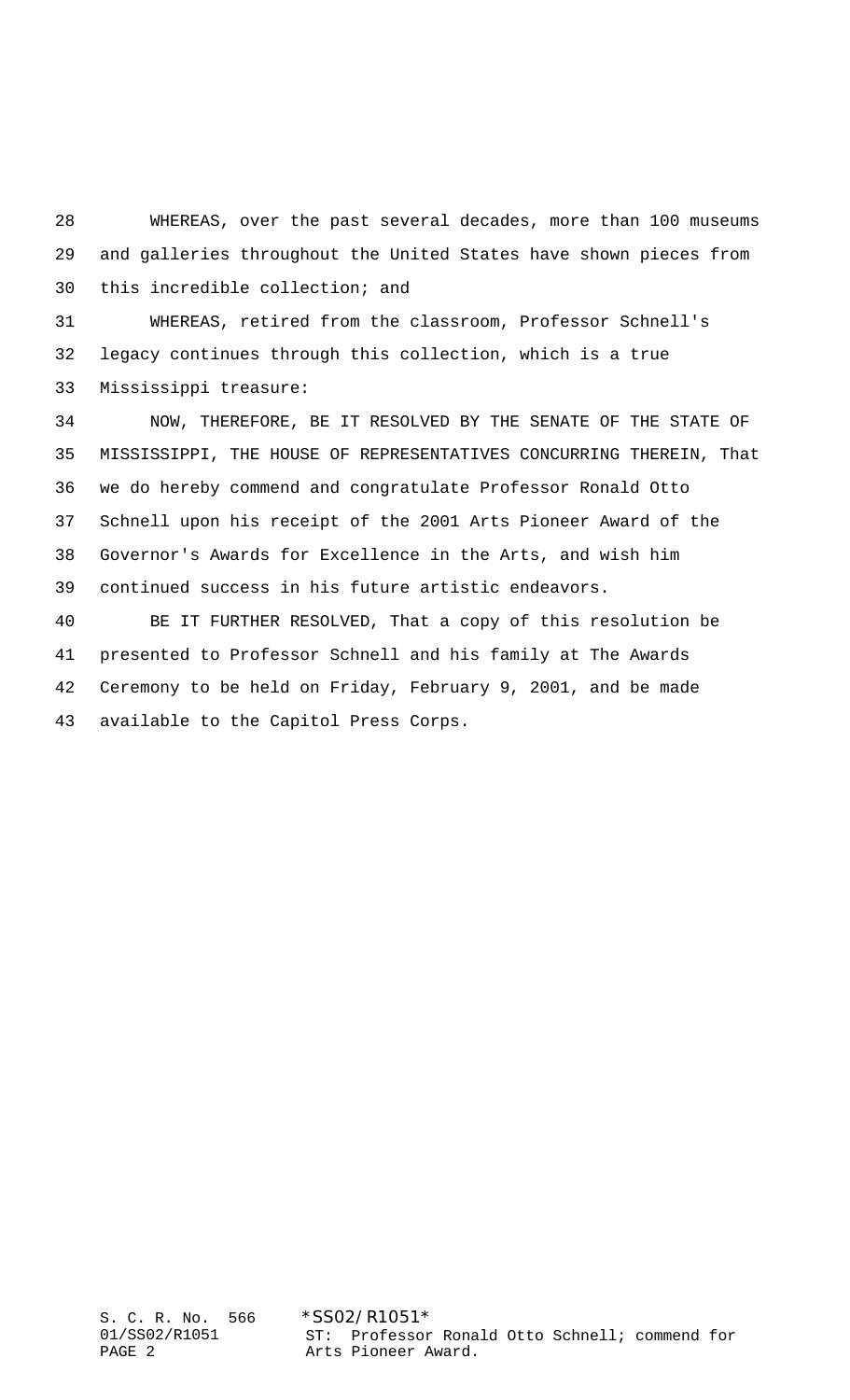WHEREAS, over the past several decades, more than 100 museums and galleries throughout the United States have shown pieces from this incredible collection; and

WHEREAS, retired from the classroom, Professor Schnell's legacy continues through this collection, which is a true Mississippi treasure:

NOW, THEREFORE, BE IT RESOLVED BY THE SENATE OF THE STATE OF MISSISSIPPI, THE HOUSE OF REPRESENTATIVES CONCURRING THEREIN, That we do hereby commend and congratulate Professor Ronald Otto Schnell upon his receipt of the 2001 Arts Pioneer Award of the Governor's Awards for Excellence in the Arts, and wish him continued success in his future artistic endeavors.

BE IT FURTHER RESOLVED, That a copy of this resolution be presented to Professor Schnell and his family at The Awards Ceremony to be held on Friday, February 9, 2001, and be made available to the Capitol Press Corps.